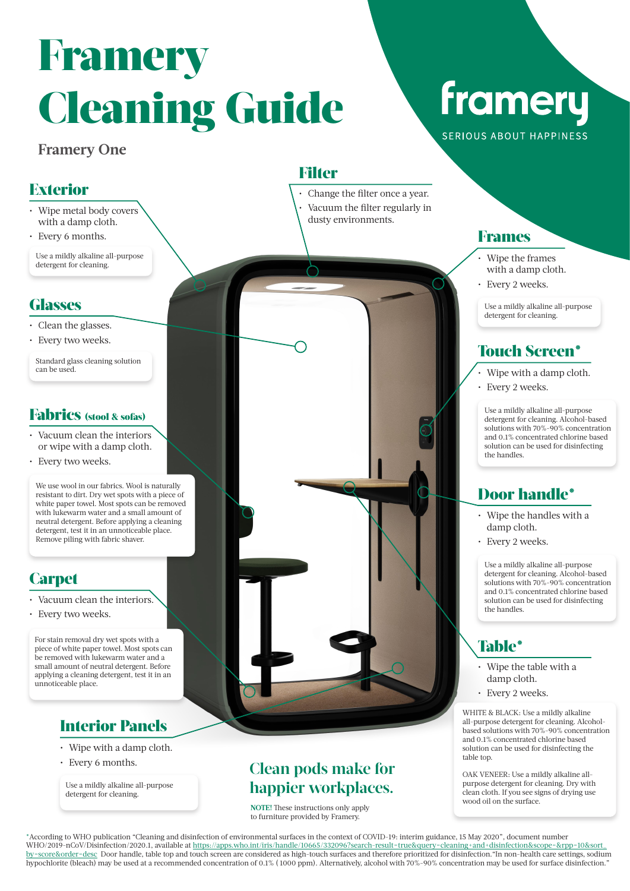# Framery Cleaning Guide

Framery One

framery

SERIOUS ABOUT HAPPINESS

## Exterior

- Wipe metal body covers with a damp cloth.
- Every 6 months.

Use a mildly alkaline all-purpose detergent for cleaning.

## Glasses

- Clean the glasses.
- Every two weeks.

Standard glass cleaning solution can be used.

## Fabrics (stool & sofas)

- Vacuum clean the interiors or wipe with a damp cloth.
- Every two weeks.

We use wool in our fabrics. Wool is naturally resistant to dirt. Dry wet spots with a piece of white paper towel. Most spots can be removed with lukewarm water and a small amount of neutral detergent. Before applying a cleaning detergent, test it in an unnoticeable place. Remove piling with fabric shaver.

## Carpet

- Vacuum clean the interiors.
- Every two weeks.

For stain removal dry wet spots with a piece of white paper towel. Most spots can be removed with lukewarm water and a small amount of neutral detergent. Before applying a cleaning detergent, test it in an unnoticeable place.

## Interior Panels

- Wipe with a damp cloth.
- Every 6 months.

Use a mildly alkaline all-purpose detergent for cleaning.

## Filter

- Change the filter once a year.
- Vacuum the filter regularly in dusty environments.

## Frames

- Wipe the frames with a damp cloth.
- Every 2 weeks.

Use a mildly alkaline all-purpose detergent for cleaning.

## Touch Screen*

- Wipe with a damp cloth.
- Every 2 weeks.

Use a mildly alkaline all-purpose detergent for cleaning. Alcohol-based solutions with 70%-90% concentration and 0.1% concentrated chlorine based solution can be used for disinfecting the handles.

## Door handle*

- Wipe the handles with a damp cloth.
- Every 2 weeks.

Use a mildly alkaline all-purpose detergent for cleaning. Alcohol-based solutions with 70%-90% concentration and 0.1% concentrated chlorine based solution can be used for disinfecting the handles.

## Table*

- Wipe the table with a damp cloth.
- Every 2 weeks.

WHITE & BLACK: Use a mildly alkaline all-purpose detergent for cleaning. Alcohol-based solutions with 70%-90% concentration and 0.1% concentrated chlorine based solution can be used for disinfecting the table top.

OAK VENEER: Use a mildly alkaline all-purpose detergent for cleaning. Dry with clean cloth. If you see signs of drying use wood oil on the surface.

## Clean pods make for happier workplaces.

**NOTE!** These instructions only apply to furniture provided by Framery.

*According to WHO publication "Cleaning and disinfection of environmental surfaces in the context of COVID-19: interim guidance, 15 May 2020", document number WHO/2019-nCoV/Disinfection/2020.1, available at https://apps.who.int/iris/handle/10665/332096?search-result=true&query=cleaning+and+disinfection&scope=&rpp=10&sort_by=score&order=desc Door handle, table top and touch screen are considered as high-touch surfaces and therefore prioritized for disinfection."In non-health care settings, sodium hypochlorite (bleach) may be used at a recommended concentration of 0.1% (1000 ppm). Alternatively, alcohol with 70%-90% concentration may be used for surface disinfection."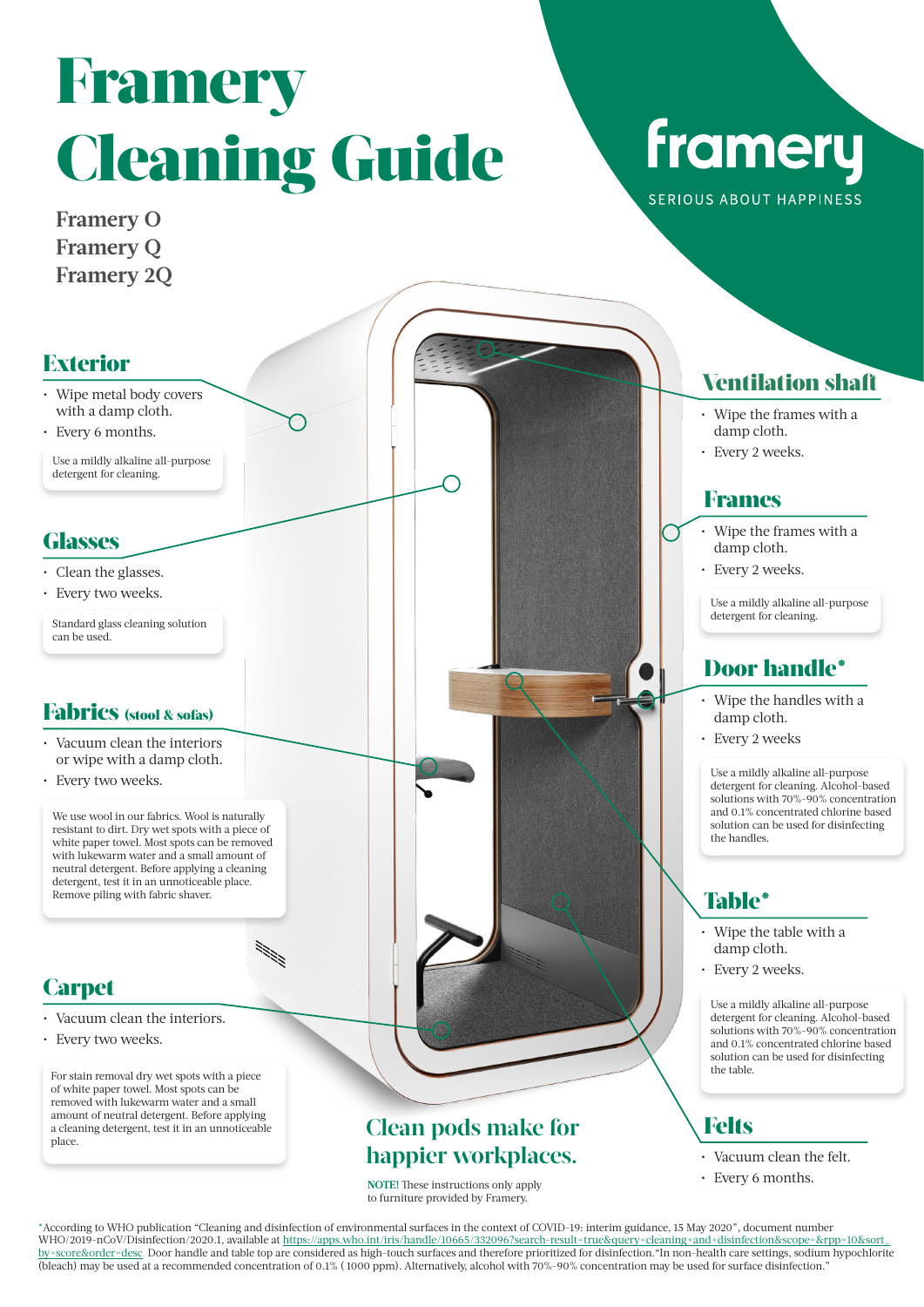# Framery Cleaning Guide

**Framery O**
**Framery Q**
**Framery 2Q**

framery
SERIOUS ABOUT HAPPINESS

## Exterior

- Wipe metal body covers with a damp cloth.
- Every 6 months.

Use a mildly alkaline all-purpose detergent for cleaning.

## Glasses

- Clean the glasses.
- Every two weeks.

Standard glass cleaning solution can be used.

## Fabrics (stool & sofas)

- Vacuum clean the interiors or wipe with a damp cloth.
- Every two weeks.

We use wool in our fabrics. Wool is naturally resistant to dirt. Dry wet spots with a piece of white paper towel. Most spots can be removed with lukewarm water and a small amount of neutral detergent. Before applying a cleaning detergent, test it in an unnoticeable place. Remove piling with fabric shaver.

## Carpet

- Vacuum clean the interiors.
- Every two weeks.

For stain removal dry wet spots with a piece of white paper towel. Most spots can be removed with lukewarm water and a small amount of neutral detergent. Before applying a cleaning detergent, test it in an unnoticeable place.

## Ventilation shaft

- Wipe the frames with a damp cloth.
- Every 2 weeks.

## Frames

- Wipe the frames with a damp cloth.
- Every 2 weeks.

Use a mildly alkaline all-purpose detergent for cleaning.

## Door handle*

- Wipe the handles with a damp cloth.
- Every 2 weeks

Use a mildly alkaline all-purpose detergent for cleaning. Alcohol-based solutions with 70%–90% concentration and 0.1% concentrated chlorine based solution can be used for disinfecting the handles.

## Table*

- Wipe the table with a damp cloth.
- Every 2 weeks.

Use a mildly alkaline all-purpose detergent for cleaning. Alcohol-based solutions with 70%–90% concentration and 0.1% concentrated chlorine based solution can be used for disinfecting the table.

## Felts

- Vacuum clean the felt.
- Every 6 months.

## Clean pods make for happier workplaces.

**NOTE!** These instructions only apply to furniture provided by Framery.

*According to WHO publication "Cleaning and disinfection of environmental surfaces in the context of COVID-19: interim guidance, 15 May 2020", document number WHO/2019-nCoV/Disinfection/2020.1, available at https://apps.who.int/iris/handle/10665/332096?search-result=true&query=cleaning+and+disinfection&scope=&rpp=10&sort_by=score&order=desc Door handle and table top are considered as high-touch surfaces and therefore prioritized for disinfection."In non-health care settings, sodium hypochlorite (bleach) may be used at a recommended concentration of 0.1% (1000 ppm). Alternatively, alcohol with 70%-90% concentration may be used for surface disinfection."